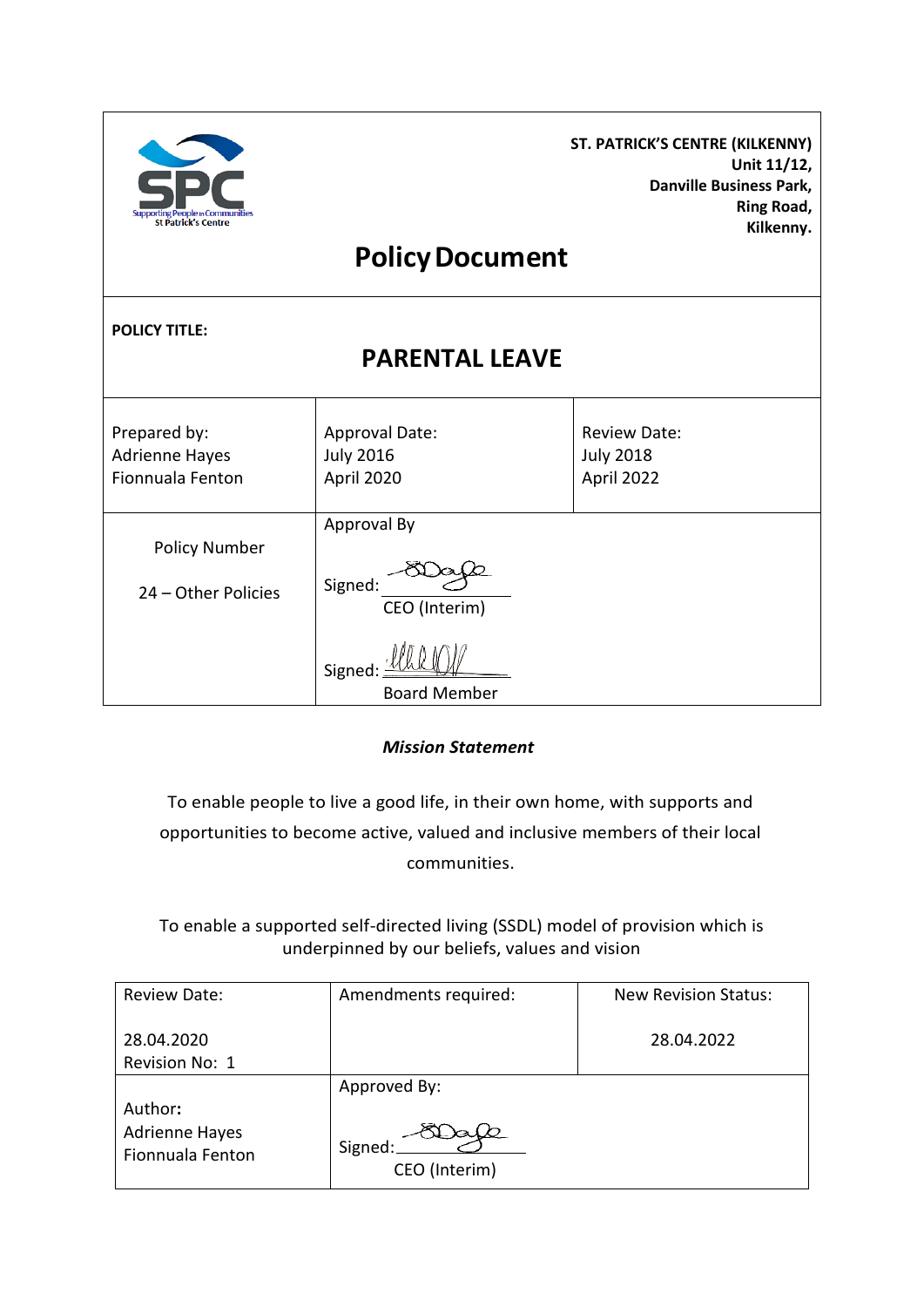**ST. PATRICK'S CENTRE (KILKENNY)**
**Unit 11/12,**
**Danville Business Park,**
**Ring Road,**
**Kilkenny.**

# Policy Document

**POLICY TITLE:**

## PARENTAL LEAVE

| Prepared by: Adrienne Hayes Fionnuala Fenton | Approval Date: July 2016 April 2020 | Review Date: July 2018 April 2022 |
|---|---|---|
| Policy Number 24 – Other Policies | Approval By<br>Signed: ______ CEO (Interim)<br>Signed: ______ Board Member | |

***Mission Statement***

To enable people to live a good life, in their own home, with supports and opportunities to become active, valued and inclusive members of their local communities.

To enable a supported self-directed living (SSDL) model of provision which is underpinned by our beliefs, values and vision

| Review Date: 28.04.2020 Revision No: 1 | Amendments required: | New Revision Status: 28.04.2022 |
|---|---|---|
| Author: Adrienne Hayes Fionnuala Fenton | Approved By:<br>Signed: ______ CEO (Interim) | |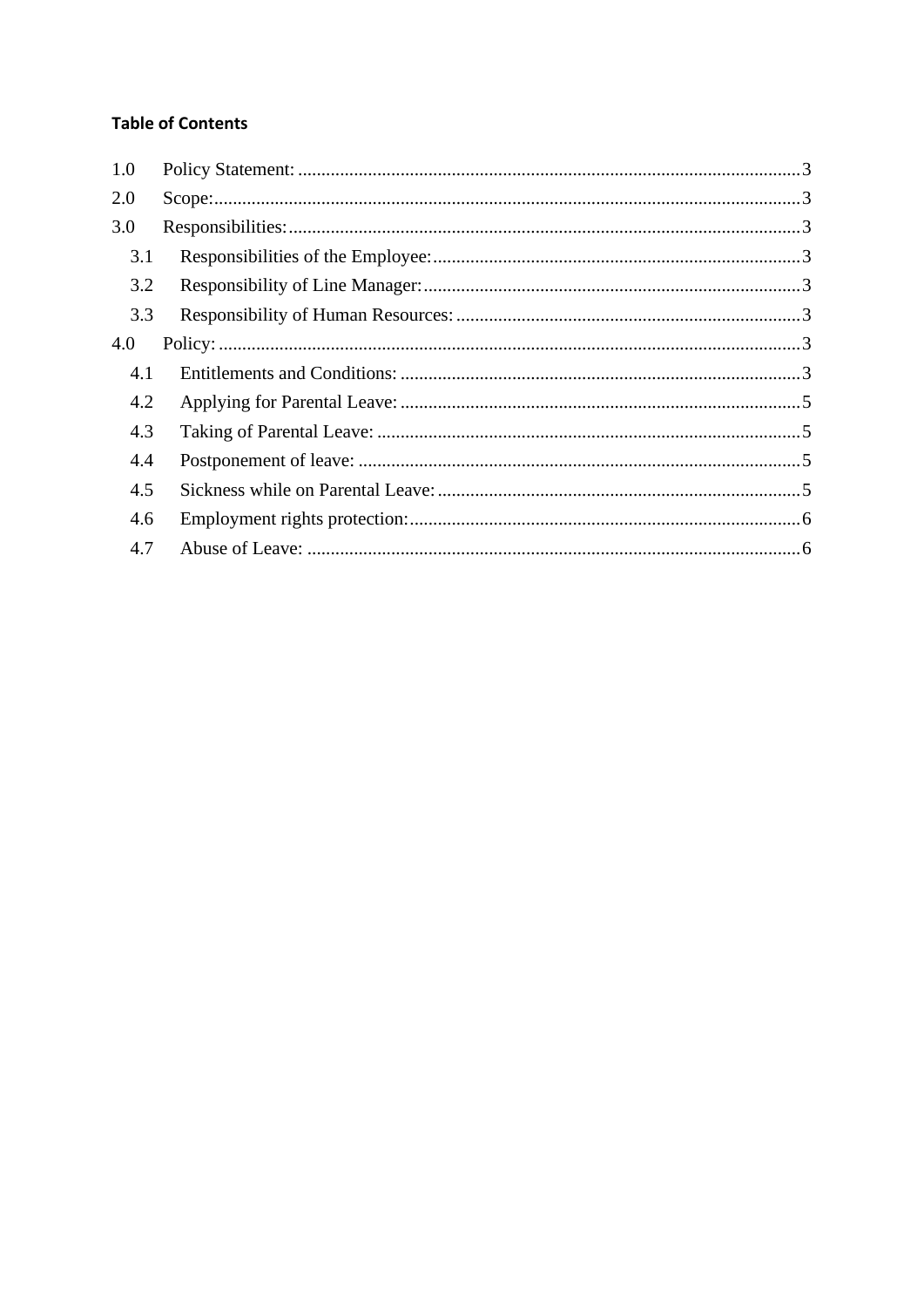**Table of Contents**

1.0 Policy Statement: ........................................................................................................3
2.0 Scope: ........................................................................................................3
3.0 Responsibilities: ........................................................................................................3
  3.1 Responsibilities of the Employee: ........................................................................................................3
  3.2 Responsibility of Line Manager: ........................................................................................................3
  3.3 Responsibility of Human Resources: ........................................................................................................3
4.0 Policy: ........................................................................................................3
  4.1 Entitlements and Conditions: ........................................................................................................3
  4.2 Applying for Parental Leave: ........................................................................................................5
  4.3 Taking of Parental Leave: ........................................................................................................5
  4.4 Postponement of leave: ........................................................................................................5
  4.5 Sickness while on Parental Leave: ........................................................................................................5
  4.6 Employment rights protection: ........................................................................................................6
  4.7 Abuse of Leave: ........................................................................................................6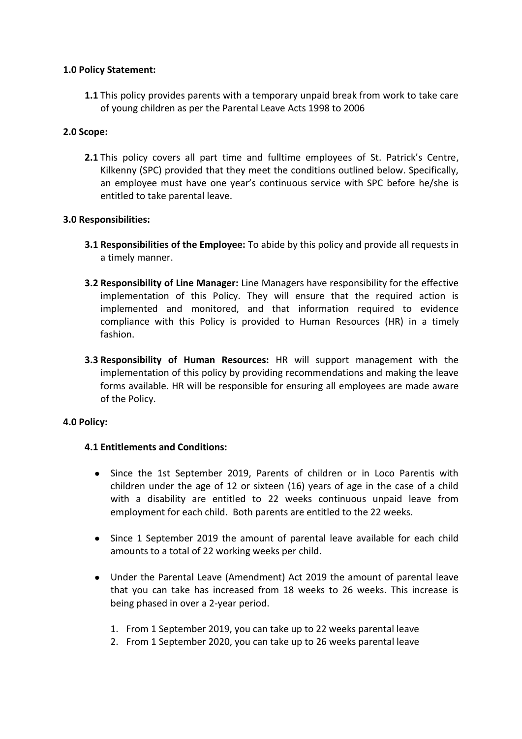**1.0 Policy Statement:**

**1.1** This policy provides parents with a temporary unpaid break from work to take care of young children as per the Parental Leave Acts 1998 to 2006

**2.0 Scope:**

**2.1** This policy covers all part time and fulltime employees of St. Patrick's Centre, Kilkenny (SPC) provided that they meet the conditions outlined below. Specifically, an employee must have one year's continuous service with SPC before he/she is entitled to take parental leave.

**3.0 Responsibilities:**

**3.1 Responsibilities of the Employee:** To abide by this policy and provide all requests in a timely manner.

**3.2 Responsibility of Line Manager:** Line Managers have responsibility for the effective implementation of this Policy. They will ensure that the required action is implemented and monitored, and that information required to evidence compliance with this Policy is provided to Human Resources (HR) in a timely fashion.

**3.3 Responsibility of Human Resources:** HR will support management with the implementation of this policy by providing recommendations and making the leave forms available. HR will be responsible for ensuring all employees are made aware of the Policy.

**4.0 Policy:**

**4.1 Entitlements and Conditions:**

- Since the 1st September 2019, Parents of children or in Loco Parentis with children under the age of 12 or sixteen (16) years of age in the case of a child with a disability are entitled to 22 weeks continuous unpaid leave from employment for each child. Both parents are entitled to the 22 weeks.
- Since 1 September 2019 the amount of parental leave available for each child amounts to a total of 22 working weeks per child.
- Under the Parental Leave (Amendment) Act 2019 the amount of parental leave that you can take has increased from 18 weeks to 26 weeks. This increase is being phased in over a 2-year period.
  1. From 1 September 2019, you can take up to 22 weeks parental leave
  2. From 1 September 2020, you can take up to 26 weeks parental leave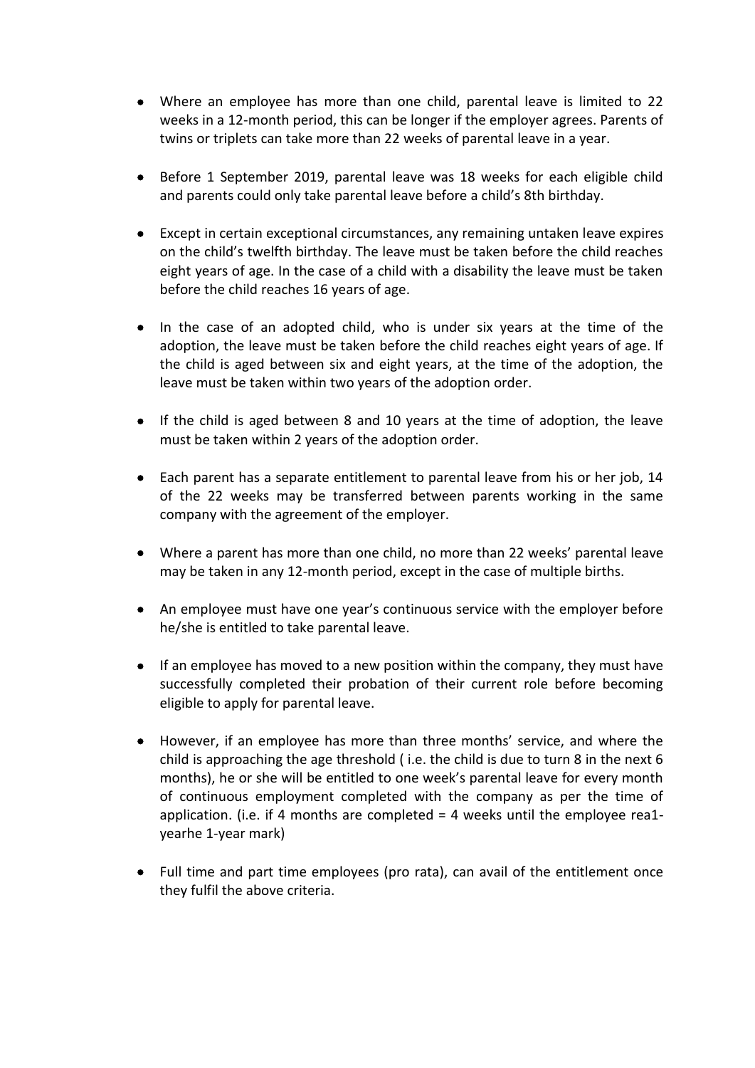- Where an employee has more than one child, parental leave is limited to 22 weeks in a 12-month period, this can be longer if the employer agrees. Parents of twins or triplets can take more than 22 weeks of parental leave in a year.

- Before 1 September 2019, parental leave was 18 weeks for each eligible child and parents could only take parental leave before a child's 8th birthday.

- Except in certain exceptional circumstances, any remaining untaken leave expires on the child's twelfth birthday. The leave must be taken before the child reaches eight years of age. In the case of a child with a disability the leave must be taken before the child reaches 16 years of age.

- In the case of an adopted child, who is under six years at the time of the adoption, the leave must be taken before the child reaches eight years of age. If the child is aged between six and eight years, at the time of the adoption, the leave must be taken within two years of the adoption order.

- If the child is aged between 8 and 10 years at the time of adoption, the leave must be taken within 2 years of the adoption order.

- Each parent has a separate entitlement to parental leave from his or her job, 14 of the 22 weeks may be transferred between parents working in the same company with the agreement of the employer.

- Where a parent has more than one child, no more than 22 weeks' parental leave may be taken in any 12-month period, except in the case of multiple births.

- An employee must have one year's continuous service with the employer before he/she is entitled to take parental leave.

- If an employee has moved to a new position within the company, they must have successfully completed their probation of their current role before becoming eligible to apply for parental leave.

- However, if an employee has more than three months' service, and where the child is approaching the age threshold ( i.e. the child is due to turn 8 in the next 6 months), he or she will be entitled to one week's parental leave for every month of continuous employment completed with the company as per the time of application. (i.e. if 4 months are completed = 4 weeks until the employee rea1-yearhe 1-year mark)

- Full time and part time employees (pro rata), can avail of the entitlement once they fulfil the above criteria.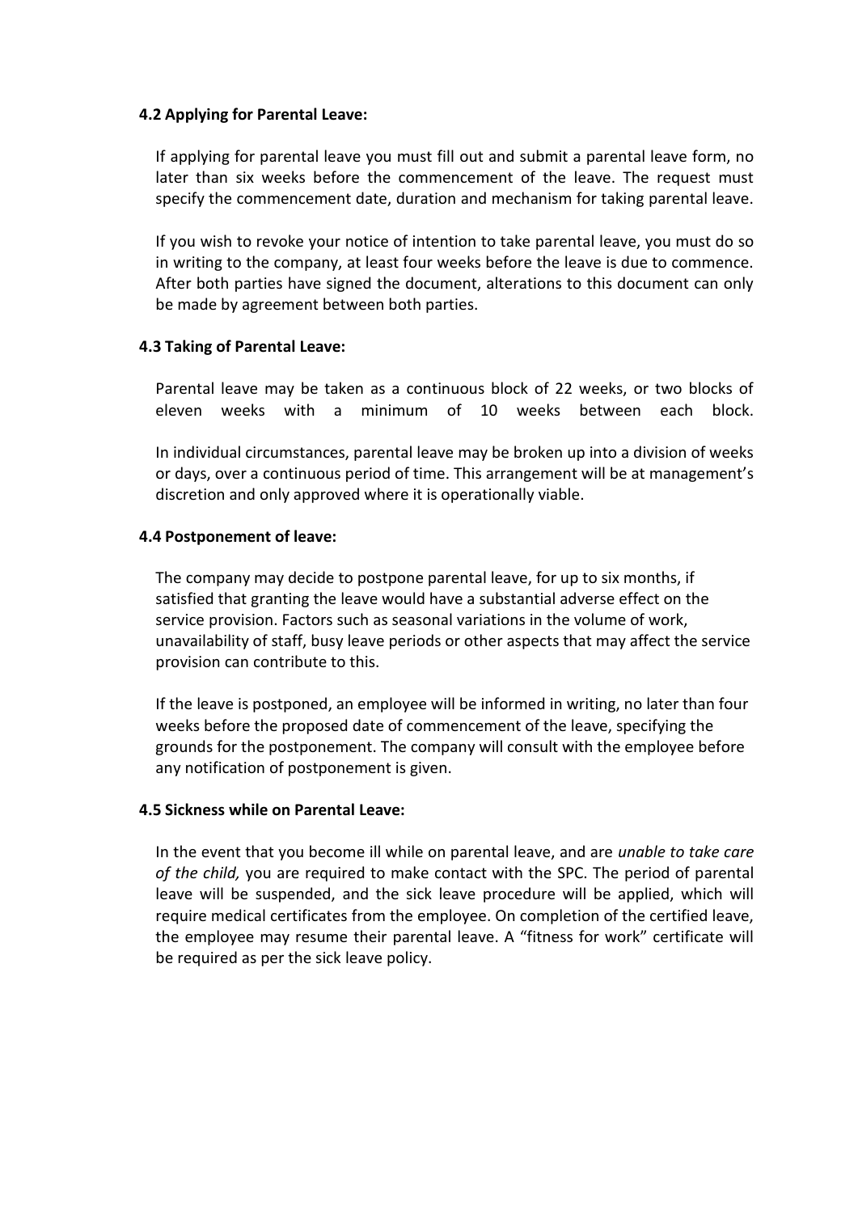### 4.2 Applying for Parental Leave:

If applying for parental leave you must fill out and submit a parental leave form, no later than six weeks before the commencement of the leave. The request must specify the commencement date, duration and mechanism for taking parental leave.

If you wish to revoke your notice of intention to take parental leave, you must do so in writing to the company, at least four weeks before the leave is due to commence. After both parties have signed the document, alterations to this document can only be made by agreement between both parties.

### 4.3 Taking of Parental Leave:

Parental leave may be taken as a continuous block of 22 weeks, or two blocks of eleven weeks with a minimum of 10 weeks between each block.

In individual circumstances, parental leave may be broken up into a division of weeks or days, over a continuous period of time. This arrangement will be at management's discretion and only approved where it is operationally viable.

### 4.4 Postponement of leave:

The company may decide to postpone parental leave, for up to six months, if satisfied that granting the leave would have a substantial adverse effect on the service provision. Factors such as seasonal variations in the volume of work, unavailability of staff, busy leave periods or other aspects that may affect the service provision can contribute to this.

If the leave is postponed, an employee will be informed in writing, no later than four weeks before the proposed date of commencement of the leave, specifying the grounds for the postponement. The company will consult with the employee before any notification of postponement is given.

### 4.5 Sickness while on Parental Leave:

In the event that you become ill while on parental leave, and are *unable to take care of the child,* you are required to make contact with the SPC. The period of parental leave will be suspended, and the sick leave procedure will be applied, which will require medical certificates from the employee. On completion of the certified leave, the employee may resume their parental leave. A "fitness for work" certificate will be required as per the sick leave policy.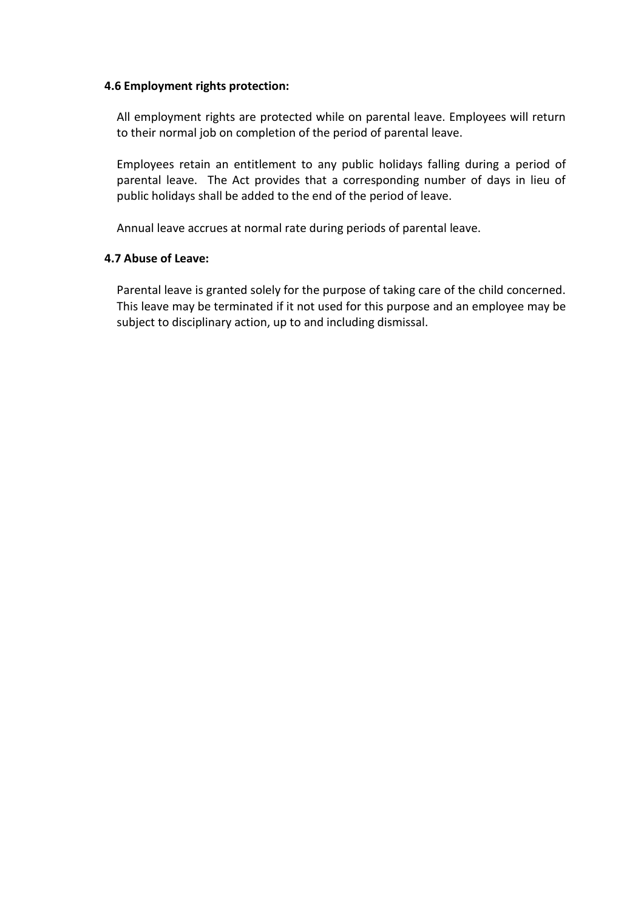**4.6 Employment rights protection:**

All employment rights are protected while on parental leave. Employees will return to their normal job on completion of the period of parental leave.

Employees retain an entitlement to any public holidays falling during a period of parental leave. The Act provides that a corresponding number of days in lieu of public holidays shall be added to the end of the period of leave.

Annual leave accrues at normal rate during periods of parental leave.

**4.7 Abuse of Leave:**

Parental leave is granted solely for the purpose of taking care of the child concerned. This leave may be terminated if it not used for this purpose and an employee may be subject to disciplinary action, up to and including dismissal.